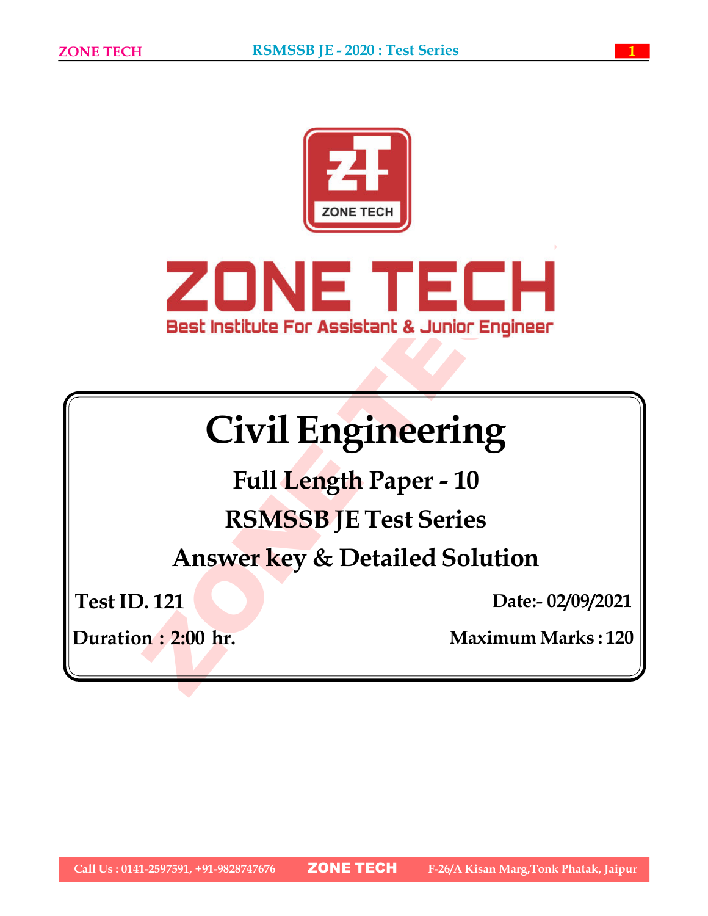# ZONE TECH

Best Institute For Assistant & Junior Engineer

# Civil Engineering

## Full Length Paper - 10

## RSMSSB JE Test Series

## Answer key & Detailed Solution

**Test ID. 121** | **Date:- 02/09/2021**

**Duration : 2:00 hr.** | **Maximum Marks : 120**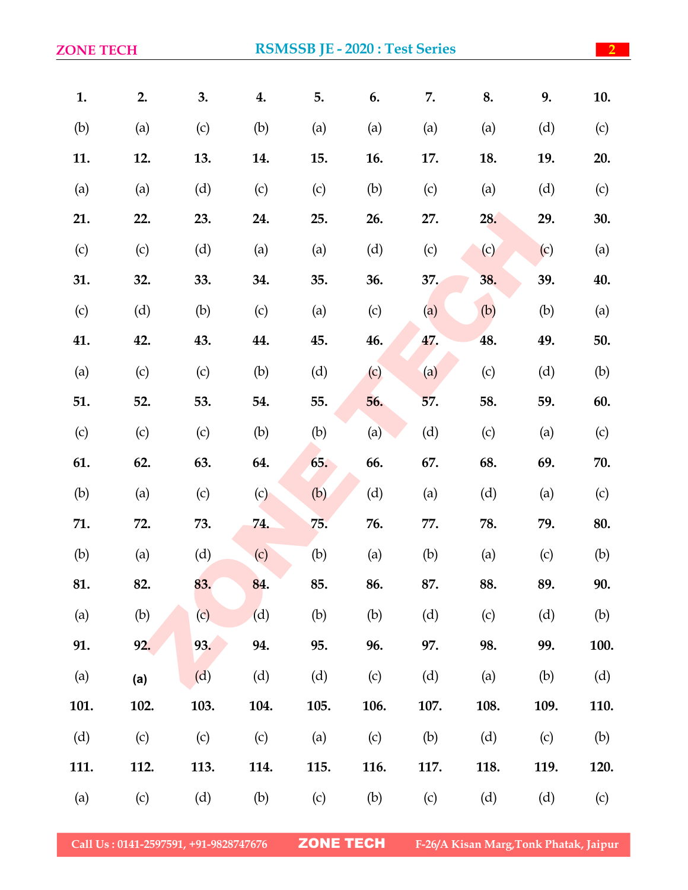| 1. | 2. | 3. | 4. | 5. | 6. | 7. | 8. | 9. | 10. |
|---|---|---|---|---|---|---|---|---|---|
| (b) | (a) | (c) | (b) | (a) | (a) | (a) | (a) | (d) | (c) |
| **11.** | **12.** | **13.** | **14.** | **15.** | **16.** | **17.** | **18.** | **19.** | **20.** |
| (a) | (a) | (d) | (c) | (c) | (b) | (c) | (a) | (d) | (c) |
| **21.** | **22.** | **23.** | **24.** | **25.** | **26.** | **27.** | **28.** | **29.** | **30.** |
| (c) | (c) | (d) | (a) | (a) | (d) | (c) | (c) | (c) | (a) |
| **31.** | **32.** | **33.** | **34.** | **35.** | **36.** | **37.** | **38.** | **39.** | **40.** |
| (c) | (d) | (b) | (c) | (a) | (c) | (a) | (b) | (b) | (a) |
| **41.** | **42.** | **43.** | **44.** | **45.** | **46.** | **47.** | **48.** | **49.** | **50.** |
| (a) | (c) | (c) | (b) | (d) | (c) | (a) | (c) | (d) | (b) |
| **51.** | **52.** | **53.** | **54.** | **55.** | **56.** | **57.** | **58.** | **59.** | **60.** |
| (c) | (c) | (c) | (b) | (b) | (a) | (d) | (c) | (a) | (c) |
| **61.** | **62.** | **63.** | **64.** | **65.** | **66.** | **67.** | **68.** | **69.** | **70.** |
| (b) | (a) | (c) | (c) | (b) | (d) | (a) | (d) | (a) | (c) |
| **71.** | **72.** | **73.** | **74.** | **75.** | **76.** | **77.** | **78.** | **79.** | **80.** |
| (b) | (a) | (d) | (c) | (b) | (a) | (b) | (a) | (c) | (b) |
| **81.** | **82.** | **83.** | **84.** | **85.** | **86.** | **87.** | **88.** | **89.** | **90.** |
| (a) | (b) | (c) | (d) | (b) | (b) | (d) | (c) | (d) | (b) |
| **91.** | **92.** | **93.** | **94.** | **95.** | **96.** | **97.** | **98.** | **99.** | **100.** |
| (a) | (a) | (d) | (d) | (d) | (c) | (d) | (a) | (b) | (d) |
| **101.** | **102.** | **103.** | **104.** | **105.** | **106.** | **107.** | **108.** | **109.** | **110.** |
| (d) | (c) | (c) | (c) | (a) | (c) | (b) | (d) | (c) | (b) |
| **111.** | **112.** | **113.** | **114.** | **115.** | **116.** | **117.** | **118.** | **119.** | **120.** |
| (a) | (c) | (d) | (b) | (c) | (b) | (c) | (d) | (d) | (c) |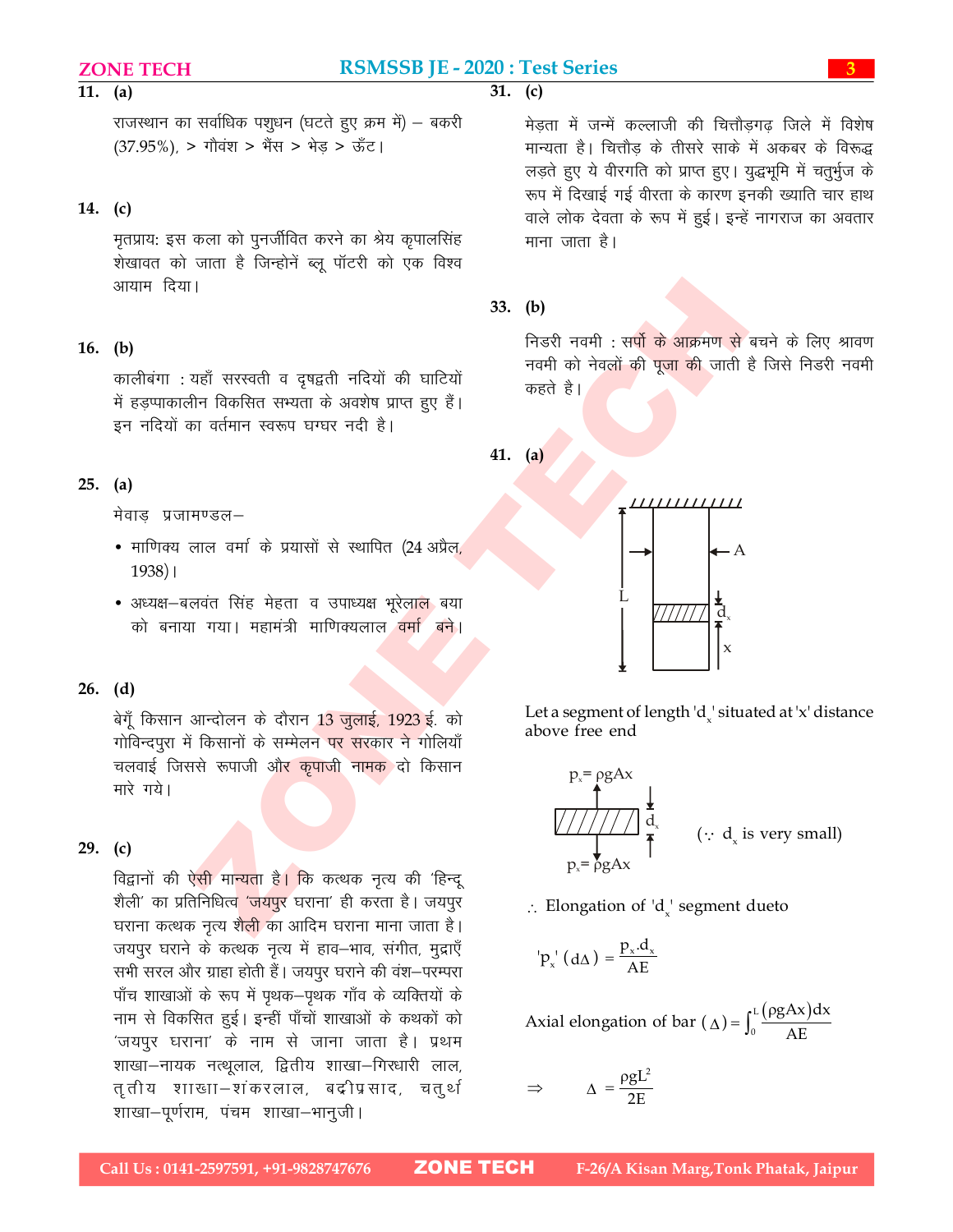**11. (a)**

राजस्थान का सर्वाधिक पशुधन (घटते हुए क्रम में) – बकरी (37.95%), > गौवंश > भैंस > भेड़ > ऊँट।

**14. (c)**

मृतप्राय: इस कला को पुनर्जीवित करने का श्रेय कृपालसिंह शेखावत को जाता है जिन्होंने ब्लू पॉटरी को एक विश्व आयाम दिया।

**16. (b)**

कालीबंगा : यहाँ सरस्वती व दृषद्वती नदियों की घाटियों में हड़प्पाकालीन विकसित सभ्यता के अवशेष प्राप्त हुए हैं। इन नदियों का वर्तमान स्वरूप घग्घर नदी है।

**25. (a)**

मेवाड़ प्रजामण्डल–

- माणिक्य लाल वर्मा के प्रयासों से स्थापित (24 अप्रैल, 1938)।
- अध्यक्ष–बलवंत सिंह मेहता व उपाध्यक्ष भूरेलाल बया को बनाया गया। महामंत्री माणिक्यलाल वर्मा बने।

**26. (d)**

बेगूँ किसान आन्दोलन के दौरान 13 जुलाई, 1923 ई. को गोविन्दपुरा में किसानों के सम्मेलन पर सरकार ने गोलियाँ चलवाई जिससे रूपाजी और कृपाजी नामक दो किसान मारे गये।

**29. (c)**

विद्वानों की ऐसी मान्यता है। कि कथक नृत्य की 'हिन्दू शैली' का प्रतिनिधित्व 'जयपुर घराना' ही करता है। जयपुर घराना कथक नृत्य शैली का आदिम घराना माना जाता है। जयपुर घराने के कथक नृत्य में हाव–भाव, संगीत, मुद्राएँ सभी सरल और ग्राह्य होती हैं। जयपुर घराने की वंश–परम्परा पाँच शाखाओं के रूप में पृथक–पृथक गाँव के व्यक्तियों के नाम से विकसित हुई। इन्हीं पाँचों शाखाओं के कथकों को 'जयपुर घराना' के नाम से जाना जाता है। प्रथम शाखा–नायक नत्थूलाल, द्वितीय शाखा–गिरधारी लाल, तृतीय शाखा–शंकरलाल, बद्रीप्रसाद, चतुर्थ शाखा–पूर्णराम, पंचम शाखा–भानुजी।

**31. (c)**

मेड़ता में जन्में कल्लाजी की चित्तौड़गढ़ जिले में विशेष मान्यता है। चित्तौड़ के तीसरे साके में अकबर के विरूद्ध लड़ते हुए ये वीरगति को प्राप्त हुए। युद्धभूमि में चतुर्भुज के रूप में दिखाई गई वीरता के कारण इनकी ख्याति चार हाथ वाले लोक देवता के रूप में हुई। इन्हें नागराज का अवतार माना जाता है।

**33. (b)**

निडरी नवमी : सर्पों के आक्रमण से बचने के लिए श्रावण नवमी को नेवलों की पूजा की जाती है जिसे निडरी नवमी कहते है।

**41. (a)**

Let a segment of length '$d_x$' situated at 'x' distance above free end

$p_x = \rho g A x$ (acting on both faces of segment $d_x$)   ($\because$ $d_x$ is very small)

$\therefore$ Elongation of '$d_x$' segment dueto

$$'p_x'\ (d\Delta) = \frac{p_x . d_x}{AE}$$

$$\text{Axial elongation of bar } (\Delta) = \int_0^L \frac{(\rho g A x)dx}{AE}$$

$$\Rightarrow \quad \Delta = \frac{\rho g L^2}{2E}$$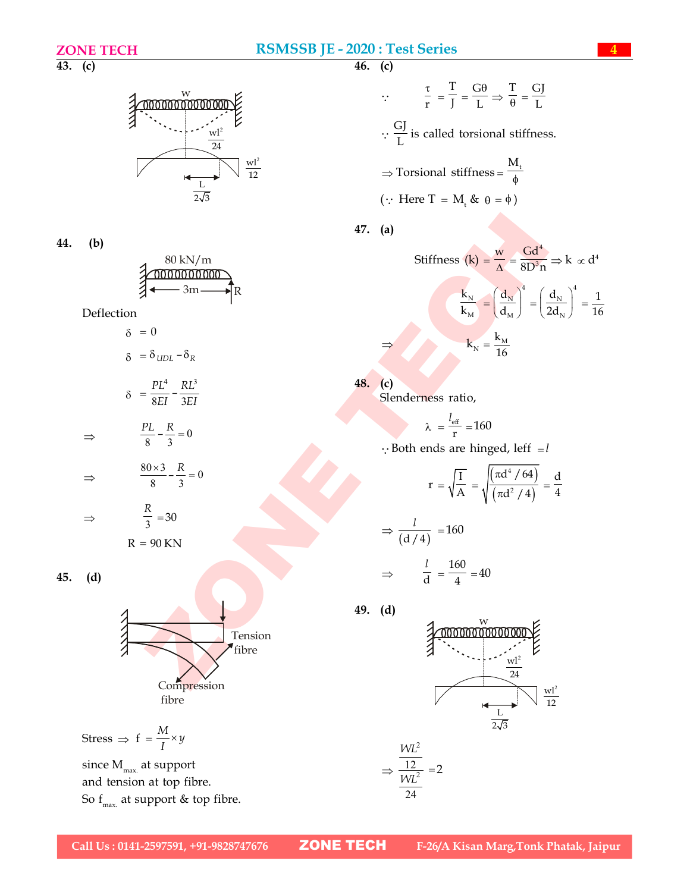**43. (c)**

w

$\frac{wl^2}{24}$

$\frac{wl^2}{12}$

$\frac{L}{2\sqrt{3}}$

**44. (b)**

80 kN/m

3m

R

Deflection

$$\delta = 0$$

$$\delta = \delta_{UDL} - \delta_R$$

$$\delta = \frac{PL^4}{8EI} - \frac{RL^3}{3EI}$$

$$\Rightarrow \quad \frac{PL}{8} - \frac{R}{3} = 0$$

$$\Rightarrow \quad \frac{80 \times 3}{8} - \frac{R}{3} = 0$$

$$\Rightarrow \quad \frac{R}{3} = 30$$

$$R = 90 \text{ KN}$$

**45. (d)**

Tension fibre

Compression fibre

Stress $\Rightarrow$ $f = \frac{M}{I} \times y$

since $M_{max.}$ at support
and tension at top fibre.
So $f_{max.}$ at support & top fibre.

**46. (c)**

$$\because \quad \frac{\tau}{r} = \frac{T}{J} = \frac{G\theta}{L} \Rightarrow \frac{T}{\theta} = \frac{GJ}{L}$$

$\because \frac{GJ}{L}$ is called torsional stiffness.

$$\Rightarrow \text{Torsional stiffness} = \frac{M_t}{\phi}$$

$(\because$ Here $T = M_t$ & $\theta = \phi)$

**47. (a)**

$$\text{Stiffness (k)} = \frac{w}{\Delta} = \frac{Gd^4}{8D^3n} \Rightarrow k \propto d^4$$

$$\frac{k_N}{k_M} = \left(\frac{d_N}{d_M}\right)^4 = \left(\frac{d_N}{2d_N}\right)^4 = \frac{1}{16}$$

$$\Rightarrow \quad k_N = \frac{k_M}{16}$$

**48. (c)**

Slenderness ratio,

$$\lambda = \frac{l_{eff}}{r} = 160$$

$\because$ Both ends are hinged, $l_{eff} = l$

$$r = \sqrt{\frac{I}{A}} = \sqrt{\frac{(\pi d^4/64)}{(\pi d^2/4)}} = \frac{d}{4}$$

$$\Rightarrow \quad \frac{l}{(d/4)} = 160$$

$$\Rightarrow \quad \frac{l}{d} = \frac{160}{4} = 40$$

**49. (d)**

w

$\frac{wl^2}{24}$

$\frac{wl^2}{12}$

$\frac{L}{2\sqrt{3}}$

$$\Rightarrow \quad \frac{\frac{WL^2}{12}}{\frac{WL^2}{24}} = 2$$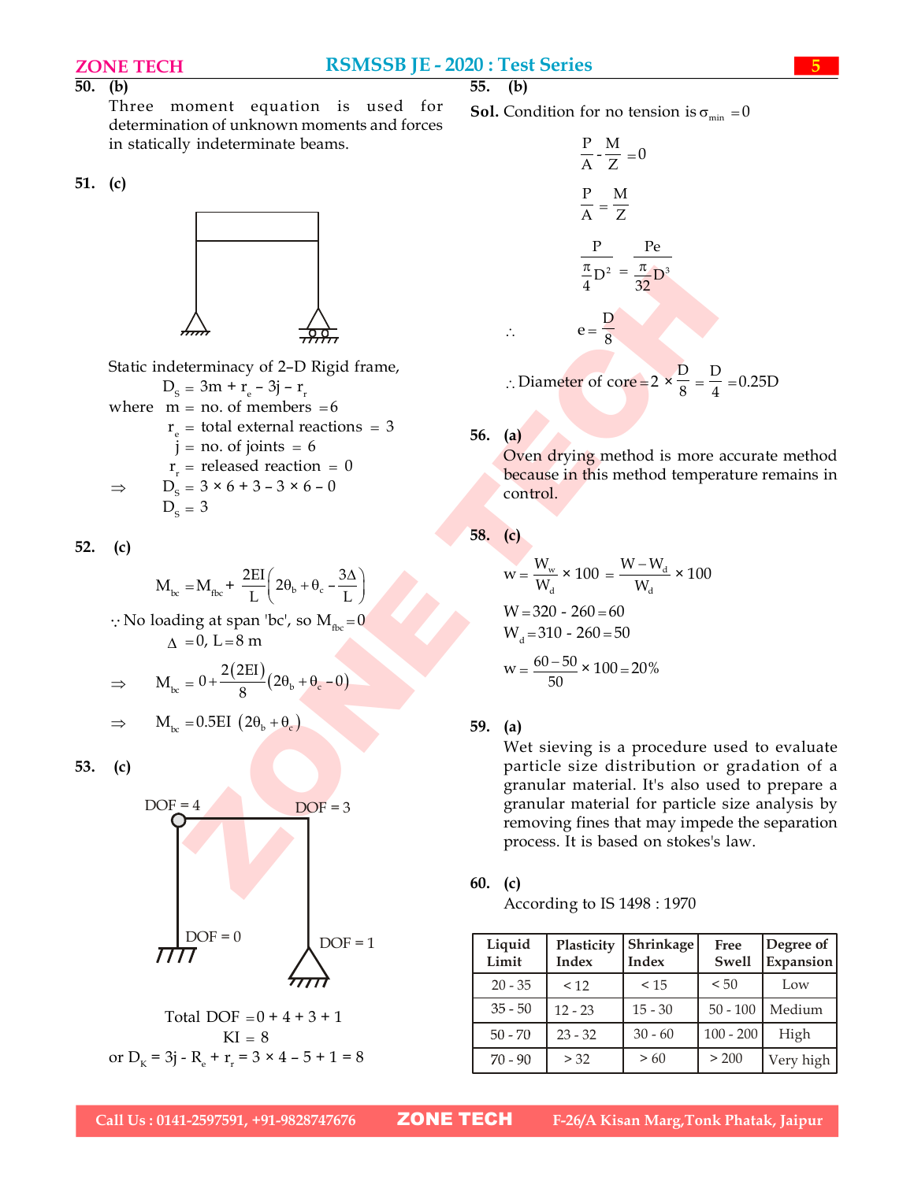**50. (b)**

Three moment equation is used for determination of unknown moments and forces in statically indeterminate beams.

**51. (c)**

Static indeterminacy of 2–D Rigid frame,

$$D_S = 3m + r_e - 3j - r_r$$

where $m$ = no. of members = 6

$r_e$ = total external reactions = 3

$j$ = no. of joints = 6

$r_r$ = released reaction = 0

$$\Rightarrow D_S = 3 \times 6 + 3 - 3 \times 6 - 0$$

$$D_S = 3$$

**52. (c)**

$$M_{bc} = M_{fbc} + \frac{2EI}{L}\left(2\theta_b + \theta_c - \frac{3\Delta}{L}\right)$$

$\because$ No loading at span 'bc', so $M_{fbc} = 0$

$\Delta = 0, L = 8$ m

$$\Rightarrow M_{bc} = 0 + \frac{2(2EI)}{8}(2\theta_b + \theta_c - 0)$$

$$\Rightarrow M_{bc} = 0.5EI\,(2\theta_b + \theta_c)$$

**53. (c)**

DOF = 4, DOF = 3, DOF = 0, DOF = 1

Total DOF = 0 + 4 + 3 + 1

KI = 8

or $D_K = 3j - R_e + r_r = 3 \times 4 - 5 + 1 = 8$

**55. (b)**

**Sol.** Condition for no tension is $\sigma_{min} = 0$

$$\frac{P}{A} - \frac{M}{Z} = 0$$

$$\frac{P}{A} = \frac{M}{Z}$$

$$\frac{P}{\frac{\pi}{4}D^2} = \frac{Pe}{\frac{\pi}{32}D^3}$$

$$\therefore \quad e = \frac{D}{8}$$

$$\therefore \text{Diameter of core} = 2 \times \frac{D}{8} = \frac{D}{4} = 0.25D$$

**56. (a)**

Oven drying method is more accurate method because in this method temperature remains in control.

**58. (c)**

$$w = \frac{W_w}{W_d} \times 100 = \frac{W - W_d}{W_d} \times 100$$

$$W = 320 - 260 = 60$$

$$W_d = 310 - 260 = 50$$

$$w = \frac{60 - 50}{50} \times 100 = 20\%$$

**59. (a)**

Wet sieving is a procedure used to evaluate particle size distribution or gradation of a granular material. It's also used to prepare a granular material for particle size analysis by removing fines that may impede the separation process. It is based on stokes's law.

**60. (c)**

According to IS 1498 : 1970

| Liquid Limit | Plasticity Index | Shrinkage Index | Free Swell | Degree of Expansion |
|---|---|---|---|---|
| 20 - 35 | < 12 | < 15 | < 50 | Low |
| 35 - 50 | 12 - 23 | 15 - 30 | 50 - 100 | Medium |
| 50 - 70 | 23 - 32 | 30 - 60 | 100 - 200 | High |
| 70 - 90 | > 32 | > 60 | > 200 | Very high |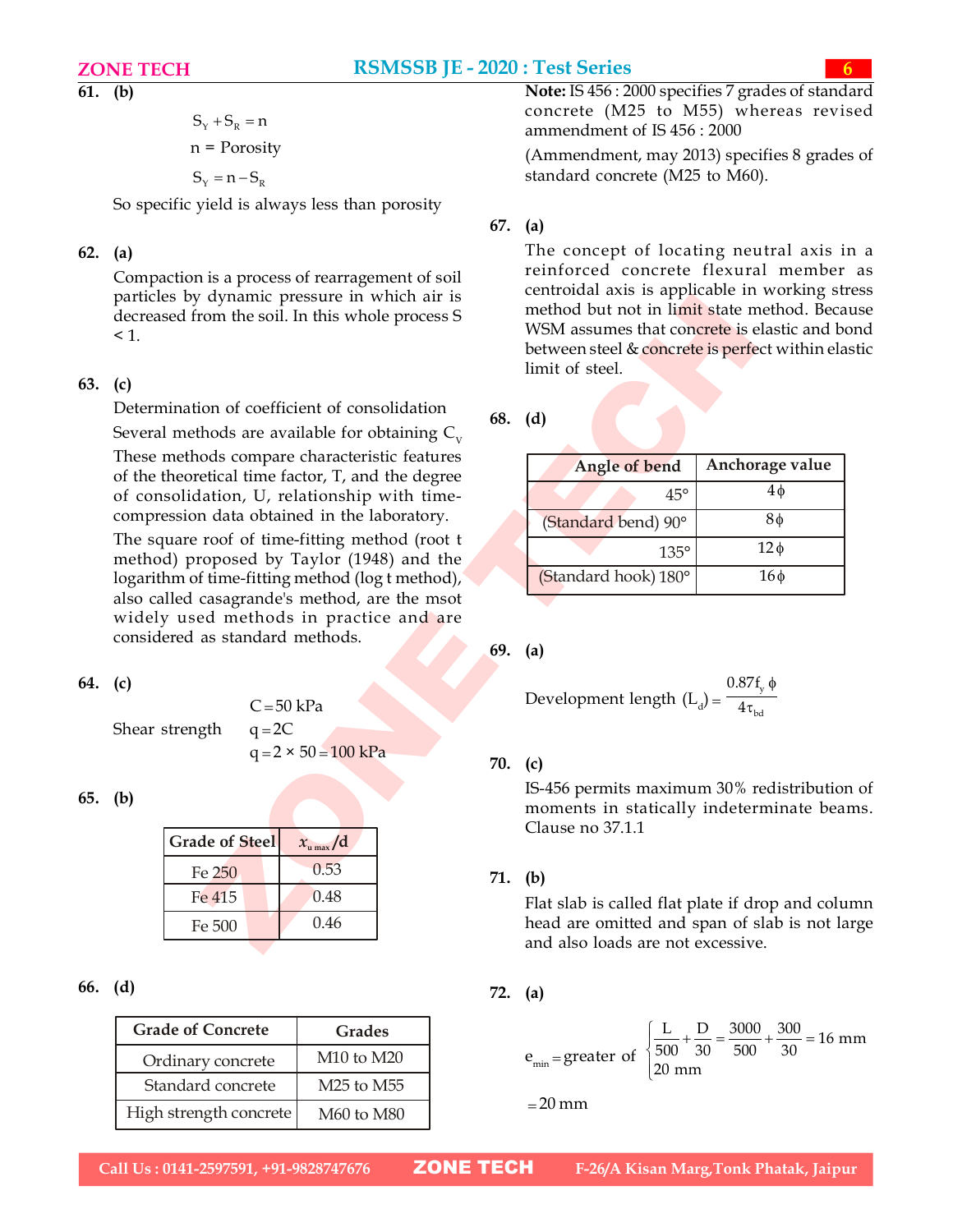**61. (b)**

$$S_Y + S_R = n$$

n = Porosity

$$S_Y = n - S_R$$

So specific yield is always less than porosity

**62. (a)**

Compaction is a process of rearragement of soil particles by dynamic pressure in which air is decreased from the soil. In this whole process S < 1.

**63. (c)**

Determination of coefficient of consolidation

Several methods are available for obtaining $C_V$

These methods compare characteristic features of the theoretical time factor, T, and the degree of consolidation, U, relationship with time-compression data obtained in the laboratory.

The square roof of time-fitting method (root t method) proposed by Taylor (1948) and the logarithm of time-fitting method (log t method), also called casagrande's method, are the msot widely used methods in practice and are considered as standard methods.

**64. (c)**

$$C = 50 \text{ kPa}$$

Shear strength $q = 2C$

$$q = 2 \times 50 = 100 \text{ kPa}$$

**65. (b)**

| Grade of Steel | $x_{u\,max}/d$ |
|---|---|
| Fe 250 | 0.53 |
| Fe 415 | 0.48 |
| Fe 500 | 0.46 |

**66. (d)**

| Grade of Concrete | Grades |
|---|---|
| Ordinary concrete | M10 to M20 |
| Standard concrete | M25 to M55 |
| High strength concrete | M60 to M80 |

**Note:** IS 456 : 2000 specifies 7 grades of standard concrete (M25 to M55) whereas revised ammendment of IS 456 : 2000

(Ammendment, may 2013) specifies 8 grades of standard concrete (M25 to M60).

**67. (a)**

The concept of locating neutral axis in a reinforced concrete flexural member as centroidal axis is applicable in working stress method but not in limit state method. Because WSM assumes that concrete is elastic and bond between steel & concrete is perfect within elastic limit of steel.

**68. (d)**

| Angle of bend | Anchorage value |
|---|---|
| 45° | 4$\phi$ |
| (Standard bend) 90° | 8$\phi$ |
| 135° | 12$\phi$ |
| (Standard hook) 180° | 16$\phi$ |

**69. (a)**

$$\text{Development length } (L_d) = \frac{0.87 f_y \phi}{4\tau_{bd}}$$

**70. (c)**

IS-456 permits maximum 30% redistribution of moments in statically indeterminate beams. Clause no 37.1.1

**71. (b)**

Flat slab is called flat plate if drop and column head are omitted and span of slab is not large and also loads are not excessive.

**72. (a)**

$$e_{min} = \text{greater of } \begin{cases} \dfrac{L}{500} + \dfrac{D}{30} = \dfrac{3000}{500} + \dfrac{300}{30} = 16 \text{ mm} \\ 20 \text{ mm} \end{cases}$$

$$= 20 \text{ mm}$$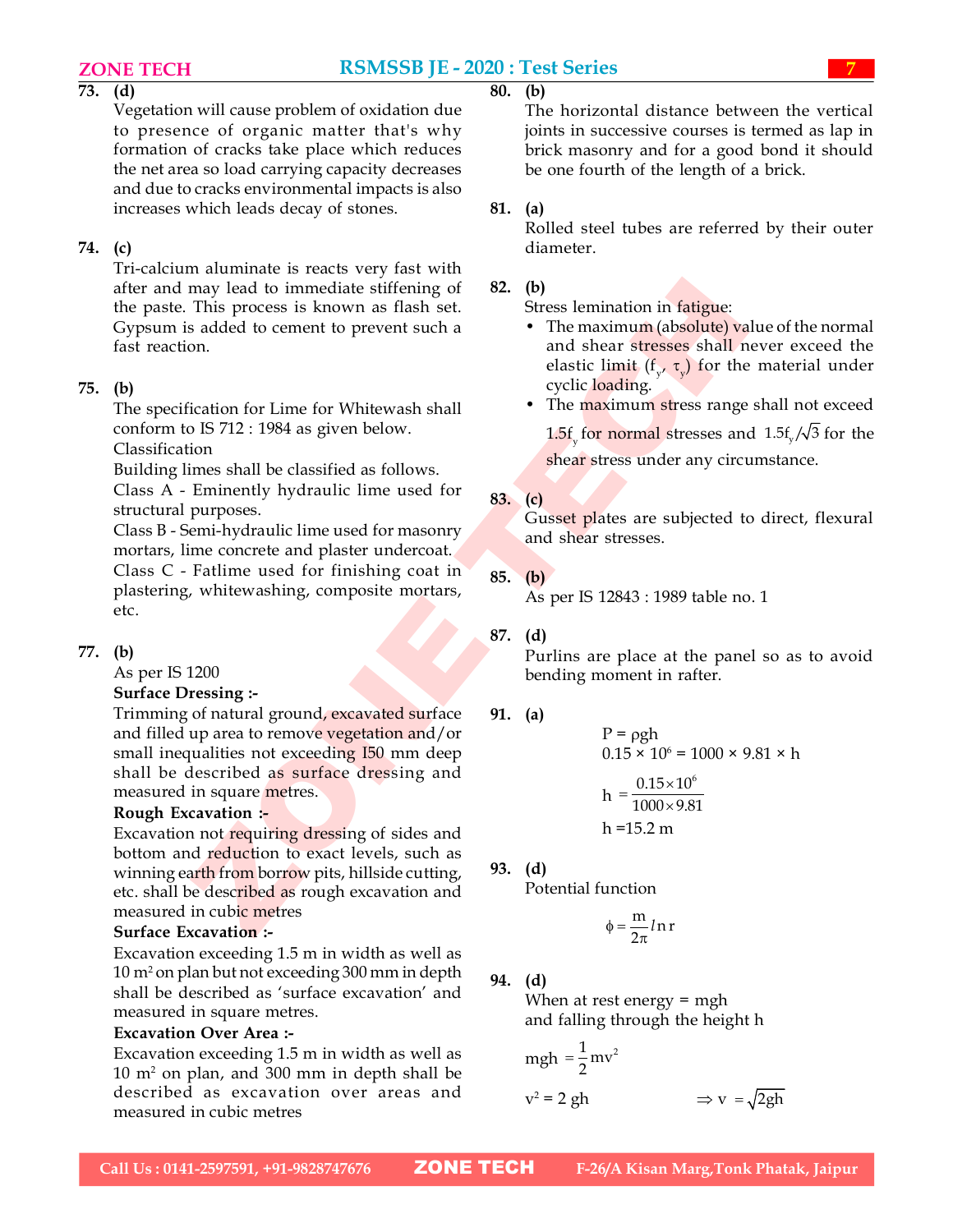**73. (d)**

Vegetation will cause problem of oxidation due to presence of organic matter that's why formation of cracks take place which reduces the net area so load carrying capacity decreases and due to cracks environmental impacts is also increases which leads decay of stones.

**74. (c)**

Tri-calcium aluminate is reacts very fast with after and may lead to immediate stiffening of the paste. This process is known as flash set. Gypsum is added to cement to prevent such a fast reaction.

**75. (b)**

The specification for Lime for Whitewash shall conform to IS 712 : 1984 as given below.

Classification

Building limes shall be classified as follows.

Class A - Eminently hydraulic lime used for structural purposes.

Class B - Semi-hydraulic lime used for masonry mortars, lime concrete and plaster undercoat.

Class C - Fatlime used for finishing coat in plastering, whitewashing, composite mortars, etc.

**77. (b)**

As per IS 1200

**Surface Dressing :-**

Trimming of natural ground, excavated surface and filled up area to remove vegetation and/or small inequalities not exceeding I50 mm deep shall be described as surface dressing and measured in square metres.

**Rough Excavation :-**

Excavation not requiring dressing of sides and bottom and reduction to exact levels, such as winning earth from borrow pits, hillside cutting, etc. shall be described as rough excavation and measured in cubic metres

**Surface Excavation :-**

Excavation exceeding 1.5 m in width as well as 10 m² on plan but not exceeding 300 mm in depth shall be described as 'surface excavation' and measured in square metres.

**Excavation Over Area :-**

Excavation exceeding 1.5 m in width as well as 10 m² on plan, and 300 mm in depth shall be described as excavation over areas and measured in cubic metres

**80. (b)**

The horizontal distance between the vertical joints in successive courses is termed as lap in brick masonry and for a good bond it should be one fourth of the length of a brick.

**81. (a)**

Rolled steel tubes are referred by their outer diameter.

**82. (b)**

Stress lemination in fatigue:

- The maximum (absolute) value of the normal and shear stresses shall never exceed the elastic limit ($f_y$, $\tau_y$) for the material under cyclic loading.
- The maximum stress range shall not exceed $1.5f_y$ for normal stresses and $1.5f_y/\sqrt{3}$ for the shear stress under any circumstance.

**83. (c)**

Gusset plates are subjected to direct, flexural and shear stresses.

**85. (b)**

As per IS 12843 : 1989 table no. 1

**87. (d)**

Purlins are place at the panel so as to avoid bending moment in rafter.

**91. (a)**

$$P = \rho g h$$

$$0.15 \times 10^6 = 1000 \times 9.81 \times h$$

$$h = \frac{0.15 \times 10^6}{1000 \times 9.81}$$

$$h = 15.2 \text{ m}$$

**93. (d)**

Potential function

$$\phi = \frac{m}{2\pi} \ln r$$

**94. (d)**

When at rest energy = mgh

and falling through the height h

$$mgh = \frac{1}{2} mv^2$$

$$v^2 = 2gh \qquad \Rightarrow v = \sqrt{2gh}$$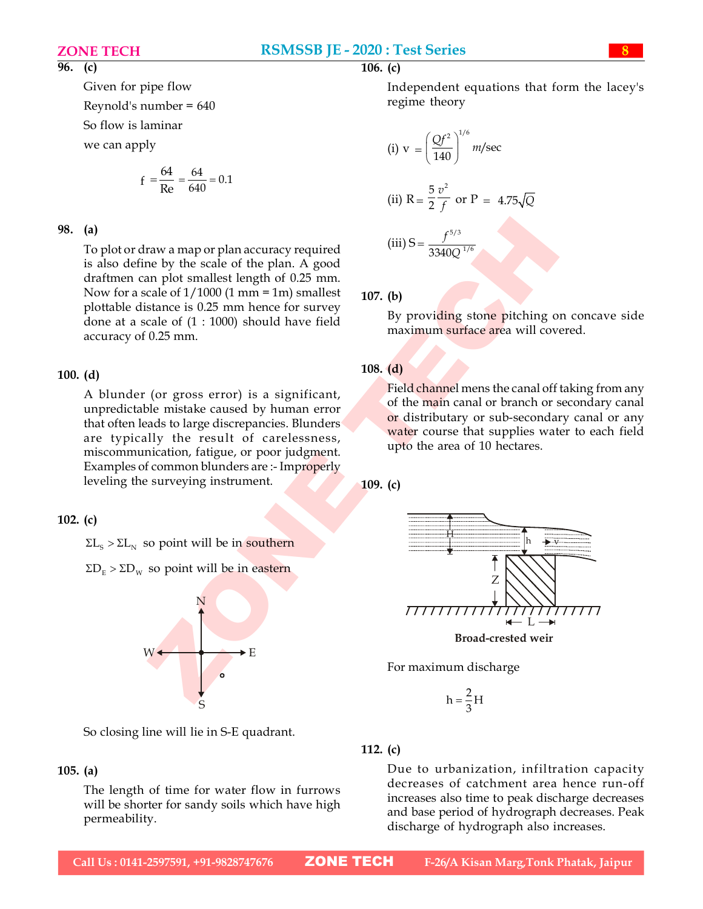**96. (c)**

Given for pipe flow

Reynold's number = 640

So flow is laminar

we can apply

$$f = \frac{64}{Re} = \frac{64}{640} = 0.1$$

**98. (a)**

To plot or draw a map or plan accuracy required is also define by the scale of the plan. A good draftmen can plot smallest length of 0.25 mm. Now for a scale of 1/1000 (1 mm = 1m) smallest plottable distance is 0.25 mm hence for survey done at a scale of (1 : 1000) should have field accuracy of 0.25 mm.

**100. (d)**

A blunder (or gross error) is a significant, unpredictable mistake caused by human error that often leads to large discrepancies. Blunders are typically the result of carelessness, miscommunication, fatigue, or poor judgment. Examples of common blunders are :- Improperly leveling the surveying instrument.

**102. (c)**

$\Sigma L_S > \Sigma L_N$ so point will be in southern

$\Sigma D_E > \Sigma D_W$ so point will be in eastern

N

W E

S

So closing line will lie in S-E quadrant.

**105. (a)**

The length of time for water flow in furrows will be shorter for sandy soils which have high permeability.

**106. (c)**

Independent equations that form the lacey's regime theory

(i) $v = \left(\frac{Qf^2}{140}\right)^{1/6}$ m/sec

(ii) $R = \frac{5}{2}\frac{v^2}{f}$ or $P = 4.75\sqrt{Q}$

(iii) $S = \frac{f^{5/3}}{3340Q^{1/6}}$

**107. (b)**

By providing stone pitching on concave side maximum surface area will covered.

**108. (d)**

Field channel mens the canal off taking from any of the main canal or branch or secondary canal or distributary or sub-secondary canal or any water course that supplies water to each field upto the area of 10 hectares.

**109. (c)**

H h v Z L

Broad-crested weir

For maximum discharge

$$h = \frac{2}{3}H$$

**112. (c)**

Due to urbanization, infiltration capacity decreases of catchment area hence run-off increases also time to peak discharge decreases and base period of hydrograph decreases. Peak discharge of hydrograph also increases.